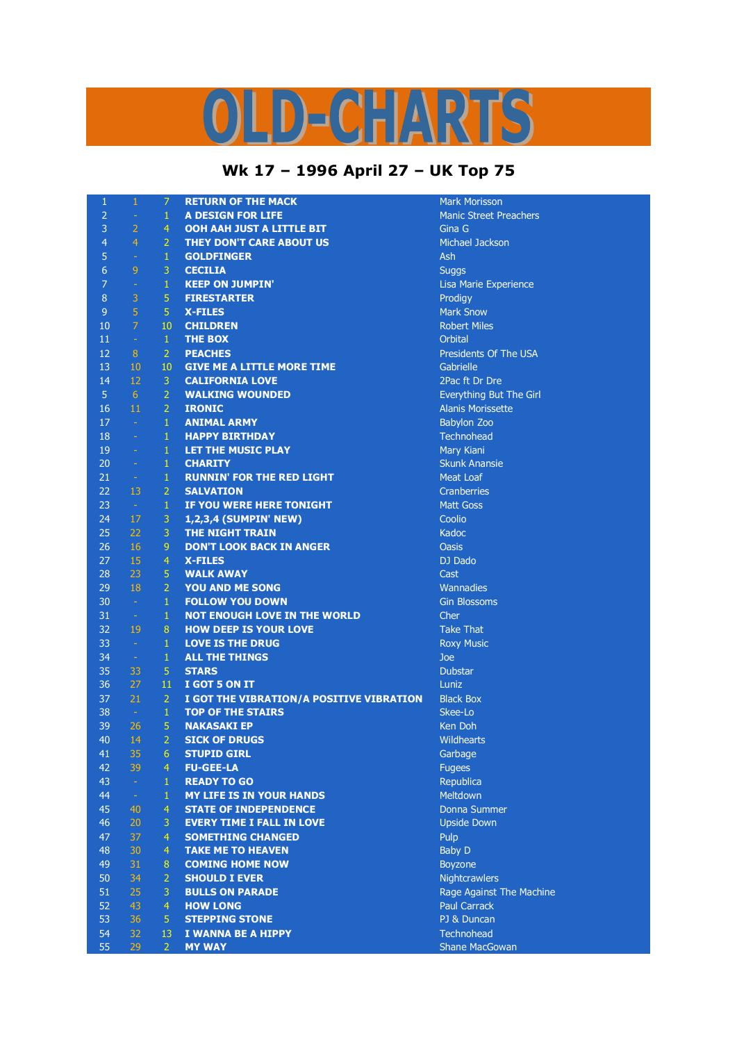# OLD-CHARTS

## Wk 17 – 1996 April 27 – UK Top 75

| | | | | |
|---|---|---|---|---|
| 1 | 1 | 7 | RETURN OF THE MACK | Mark Morisson |
| 2 | - | 1 | A DESIGN FOR LIFE | Manic Street Preachers |
| 3 | 2 | 4 | OOH AAH JUST A LITTLE BIT | Gina G |
| 4 | 4 | 2 | THEY DON'T CARE ABOUT US | Michael Jackson |
| 5 | - | 1 | GOLDFINGER | Ash |
| 6 | 9 | 3 | CECILIA | Suggs |
| 7 | - | 1 | KEEP ON JUMPIN' | Lisa Marie Experience |
| 8 | 3 | 5 | FIRESTARTER | Prodigy |
| 9 | 5 | 5 | X-FILES | Mark Snow |
| 10 | 7 | 10 | CHILDREN | Robert Miles |
| 11 | - | 1 | THE BOX | Orbital |
| 12 | 8 | 2 | PEACHES | Presidents Of The USA |
| 13 | 10 | 10 | GIVE ME A LITTLE MORE TIME | Gabrielle |
| 14 | 12 | 3 | CALIFORNIA LOVE | 2Pac ft Dr Dre |
| 5 | 6 | 2 | WALKING WOUNDED | Everything But The Girl |
| 16 | 11 | 2 | IRONIC | Alanis Morissette |
| 17 | - | 1 | ANIMAL ARMY | Babylon Zoo |
| 18 | - | 1 | HAPPY BIRTHDAY | Technohead |
| 19 | - | 1 | LET THE MUSIC PLAY | Mary Kiani |
| 20 | - | 1 | CHARITY | Skunk Anansie |
| 21 | - | 1 | RUNNIN' FOR THE RED LIGHT | Meat Loaf |
| 22 | 13 | 2 | SALVATION | Cranberries |
| 23 | - | 1 | IF YOU WERE HERE TONIGHT | Matt Goss |
| 24 | 17 | 3 | 1,2,3,4 (SUMPIN' NEW) | Coolio |
| 25 | 22 | 3 | THE NIGHT TRAIN | Kadoc |
| 26 | 16 | 9 | DON'T LOOK BACK IN ANGER | Oasis |
| 27 | 15 | 4 | X-FILES | DJ Dado |
| 28 | 23 | 5 | WALK AWAY | Cast |
| 29 | 18 | 2 | YOU AND ME SONG | Wannadies |
| 30 | - | 1 | FOLLOW YOU DOWN | Gin Blossoms |
| 31 | - | 1 | NOT ENOUGH LOVE IN THE WORLD | Cher |
| 32 | 19 | 8 | HOW DEEP IS YOUR LOVE | Take That |
| 33 | - | 1 | LOVE IS THE DRUG | Roxy Music |
| 34 | - | 1 | ALL THE THINGS | Joe |
| 35 | 33 | 5 | STARS | Dubstar |
| 36 | 27 | 11 | I GOT 5 ON IT | Luniz |
| 37 | 21 | 2 | I GOT THE VIBRATION/A POSITIVE VIBRATION | Black Box |
| 38 | - | 1 | TOP OF THE STAIRS | Skee-Lo |
| 39 | 26 | 5 | NAKASAKI EP | Ken Doh |
| 40 | 14 | 2 | SICK OF DRUGS | Wildhearts |
| 41 | 35 | 6 | STUPID GIRL | Garbage |
| 42 | 39 | 4 | FU-GEE-LA | Fugees |
| 43 | - | 1 | READY TO GO | Republica |
| 44 | - | 1 | MY LIFE IS IN YOUR HANDS | Meltdown |
| 45 | 40 | 4 | STATE OF INDEPENDENCE | Donna Summer |
| 46 | 20 | 3 | EVERY TIME I FALL IN LOVE | Upside Down |
| 47 | 37 | 4 | SOMETHING CHANGED | Pulp |
| 48 | 30 | 4 | TAKE ME TO HEAVEN | Baby D |
| 49 | 31 | 8 | COMING HOME NOW | Boyzone |
| 50 | 34 | 2 | SHOULD I EVER | Nightcrawlers |
| 51 | 25 | 3 | BULLS ON PARADE | Rage Against The Machine |
| 52 | 43 | 4 | HOW LONG | Paul Carrack |
| 53 | 36 | 5 | STEPPING STONE | PJ & Duncan |
| 54 | 32 | 13 | I WANNA BE A HIPPY | Technohead |
| 55 | 29 | 2 | MY WAY | Shane MacGowan |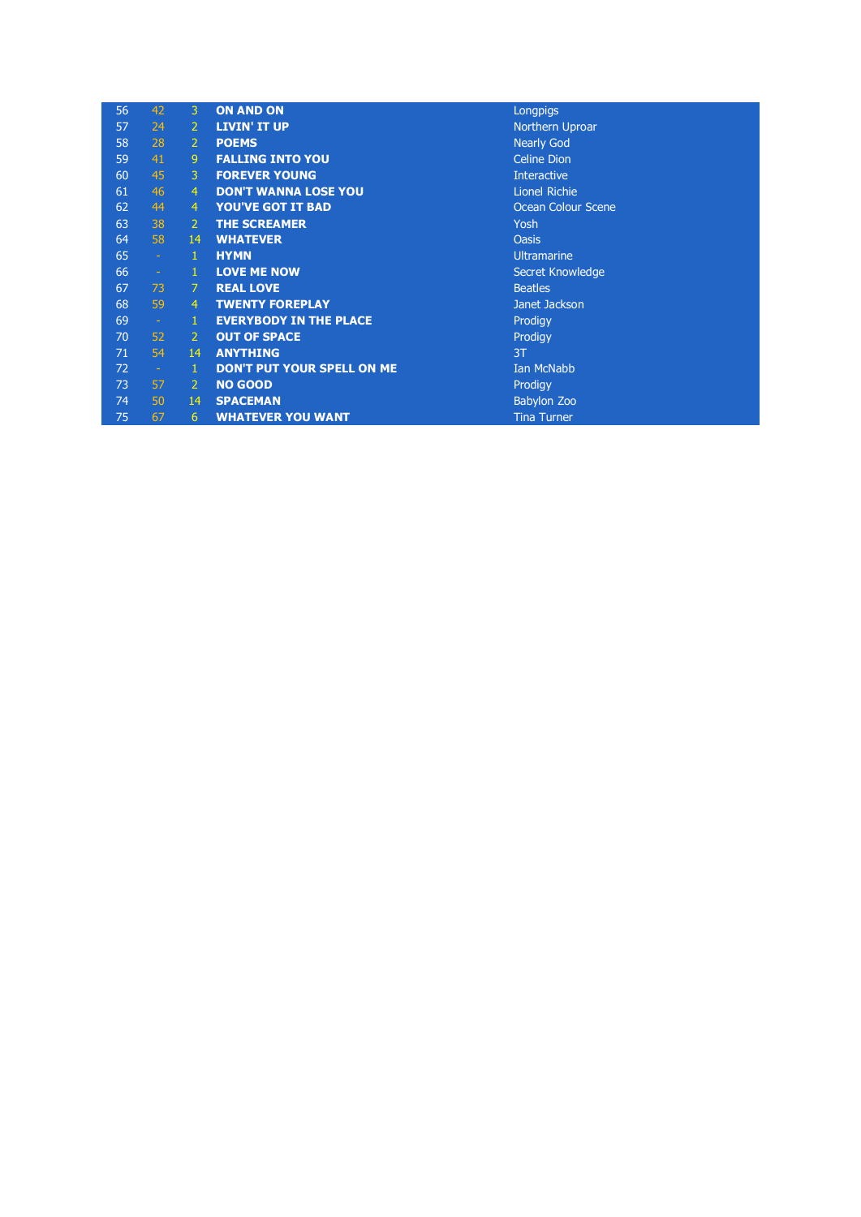| | | | | |
|---|---|---|---|---|
| 56 | 42 | 3 | **ON AND ON** | Longpigs |
| 57 | 24 | 2 | **LIVIN' IT UP** | Northern Uproar |
| 58 | 28 | 2 | **POEMS** | Nearly God |
| 59 | 41 | 9 | **FALLING INTO YOU** | Celine Dion |
| 60 | 45 | 3 | **FOREVER YOUNG** | Interactive |
| 61 | 46 | 4 | **DON'T WANNA LOSE YOU** | Lionel Richie |
| 62 | 44 | 4 | **YOU'VE GOT IT BAD** | Ocean Colour Scene |
| 63 | 38 | 2 | **THE SCREAMER** | Yosh |
| 64 | 58 | 14 | **WHATEVER** | Oasis |
| 65 | - | 1 | **HYMN** | Ultramarine |
| 66 | - | 1 | **LOVE ME NOW** | Secret Knowledge |
| 67 | 73 | 7 | **REAL LOVE** | Beatles |
| 68 | 59 | 4 | **TWENTY FOREPLAY** | Janet Jackson |
| 69 | - | 1 | **EVERYBODY IN THE PLACE** | Prodigy |
| 70 | 52 | 2 | **OUT OF SPACE** | Prodigy |
| 71 | 54 | 14 | **ANYTHING** | 3T |
| 72 | - | 1 | **DON'T PUT YOUR SPELL ON ME** | Ian McNabb |
| 73 | 57 | 2 | **NO GOOD** | Prodigy |
| 74 | 50 | 14 | **SPACEMAN** | Babylon Zoo |
| 75 | 67 | 6 | **WHATEVER YOU WANT** | Tina Turner |